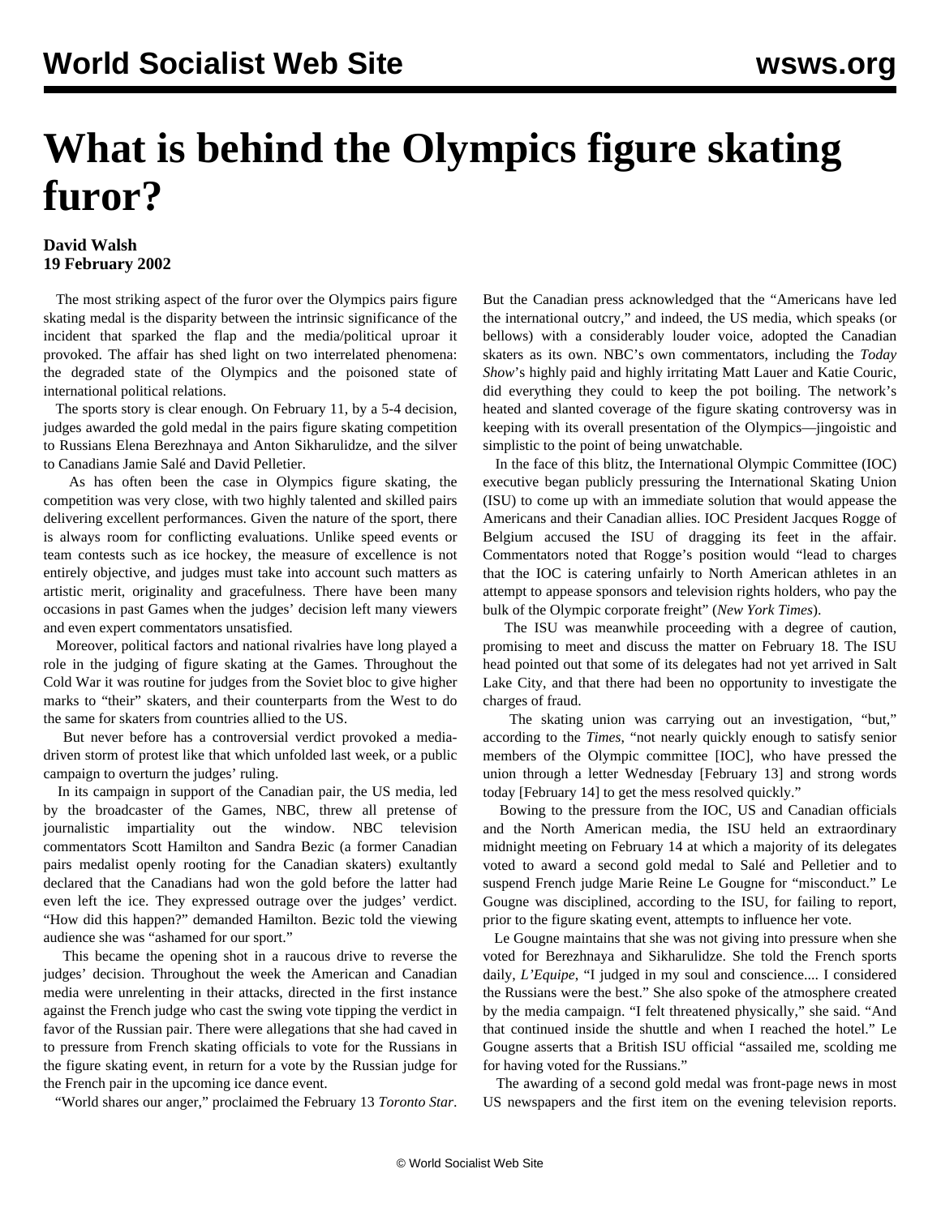# What is behind the Olympics figure skating furor?

**David Walsh**
**19 February 2002**

The most striking aspect of the furor over the Olympics pairs figure skating medal is the disparity between the intrinsic significance of the incident that sparked the flap and the media/political uproar it provoked. The affair has shed light on two interrelated phenomena: the degraded state of the Olympics and the poisoned state of international political relations.

The sports story is clear enough. On February 11, by a 5-4 decision, judges awarded the gold medal in the pairs figure skating competition to Russians Elena Berezhnaya and Anton Sikharulidze, and the silver to Canadians Jamie Salé and David Pelletier.

As has often been the case in Olympics figure skating, the competition was very close, with two highly talented and skilled pairs delivering excellent performances. Given the nature of the sport, there is always room for conflicting evaluations. Unlike speed events or team contests such as ice hockey, the measure of excellence is not entirely objective, and judges must take into account such matters as artistic merit, originality and gracefulness. There have been many occasions in past Games when the judges' decision left many viewers and even expert commentators unsatisfied.

Moreover, political factors and national rivalries have long played a role in the judging of figure skating at the Games. Throughout the Cold War it was routine for judges from the Soviet bloc to give higher marks to "their" skaters, and their counterparts from the West to do the same for skaters from countries allied to the US.

But never before has a controversial verdict provoked a media-driven storm of protest like that which unfolded last week, or a public campaign to overturn the judges' ruling.

In its campaign in support of the Canadian pair, the US media, led by the broadcaster of the Games, NBC, threw all pretense of journalistic impartiality out the window. NBC television commentators Scott Hamilton and Sandra Bezic (a former Canadian pairs medalist openly rooting for the Canadian skaters) exultantly declared that the Canadians had won the gold before the latter had even left the ice. They expressed outrage over the judges' verdict. "How did this happen?" demanded Hamilton. Bezic told the viewing audience she was "ashamed for our sport."

This became the opening shot in a raucous drive to reverse the judges' decision. Throughout the week the American and Canadian media were unrelenting in their attacks, directed in the first instance against the French judge who cast the swing vote tipping the verdict in favor of the Russian pair. There were allegations that she had caved in to pressure from French skating officials to vote for the Russians in the figure skating event, in return for a vote by the Russian judge for the French pair in the upcoming ice dance event.

"World shares our anger," proclaimed the February 13 *Toronto Star*. But the Canadian press acknowledged that the "Americans have led the international outcry," and indeed, the US media, which speaks (or bellows) with a considerably louder voice, adopted the Canadian skaters as its own. NBC's own commentators, including the *Today Show*'s highly paid and highly irritating Matt Lauer and Katie Couric, did everything they could to keep the pot boiling. The network's heated and slanted coverage of the figure skating controversy was in keeping with its overall presentation of the Olympics—jingoistic and simplistic to the point of being unwatchable.

In the face of this blitz, the International Olympic Committee (IOC) executive began publicly pressuring the International Skating Union (ISU) to come up with an immediate solution that would appease the Americans and their Canadian allies. IOC President Jacques Rogge of Belgium accused the ISU of dragging its feet in the affair. Commentators noted that Rogge's position would "lead to charges that the IOC is catering unfairly to North American athletes in an attempt to appease sponsors and television rights holders, who pay the bulk of the Olympic corporate freight" (*New York Times*).

The ISU was meanwhile proceeding with a degree of caution, promising to meet and discuss the matter on February 18. The ISU head pointed out that some of its delegates had not yet arrived in Salt Lake City, and that there had been no opportunity to investigate the charges of fraud.

The skating union was carrying out an investigation, "but," according to the *Times*, "not nearly quickly enough to satisfy senior members of the Olympic committee [IOC], who have pressed the union through a letter Wednesday [February 13] and strong words today [February 14] to get the mess resolved quickly."

Bowing to the pressure from the IOC, US and Canadian officials and the North American media, the ISU held an extraordinary midnight meeting on February 14 at which a majority of its delegates voted to award a second gold medal to Salé and Pelletier and to suspend French judge Marie Reine Le Gougne for "misconduct." Le Gougne was disciplined, according to the ISU, for failing to report, prior to the figure skating event, attempts to influence her vote.

Le Gougne maintains that she was not giving into pressure when she voted for Berezhnaya and Sikharulidze. She told the French sports daily, *L'Equipe*, "I judged in my soul and conscience.... I considered the Russians were the best." She also spoke of the atmosphere created by the media campaign. "I felt threatened physically," she said. "And that continued inside the shuttle and when I reached the hotel." Le Gougne asserts that a British ISU official "assailed me, scolding me for having voted for the Russians."

The awarding of a second gold medal was front-page news in most US newspapers and the first item on the evening television reports.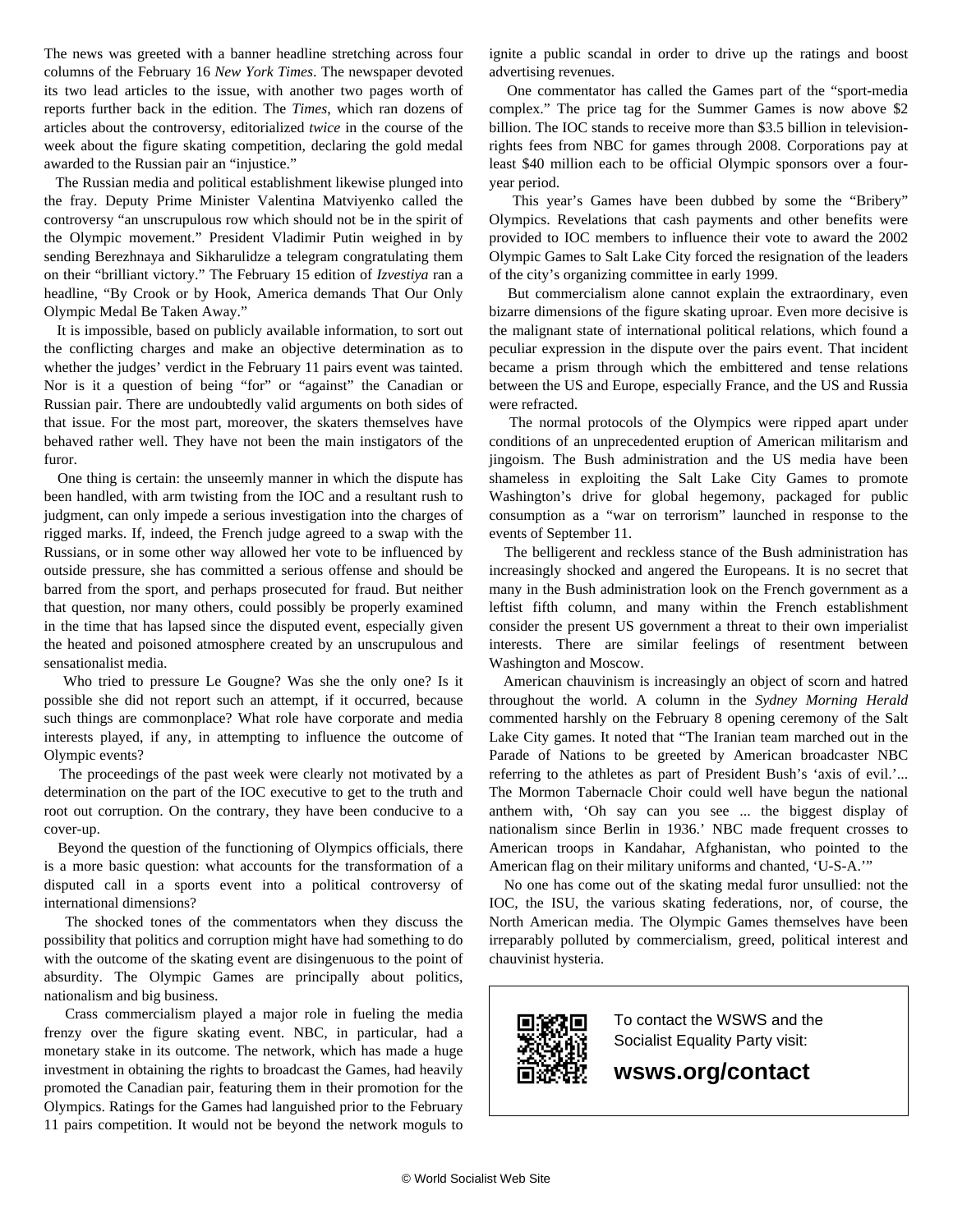The news was greeted with a banner headline stretching across four columns of the February 16 *New York Times*. The newspaper devoted its two lead articles to the issue, with another two pages worth of reports further back in the edition. The *Times*, which ran dozens of articles about the controversy, editorialized *twice* in the course of the week about the figure skating competition, declaring the gold medal awarded to the Russian pair an "injustice."

The Russian media and political establishment likewise plunged into the fray. Deputy Prime Minister Valentina Matviyenko called the controversy "an unscrupulous row which should not be in the spirit of the Olympic movement." President Vladimir Putin weighed in by sending Berezhnaya and Sikharulidze a telegram congratulating them on their "brilliant victory." The February 15 edition of *Izvestiya* ran a headline, "By Crook or by Hook, America demands That Our Only Olympic Medal Be Taken Away."

It is impossible, based on publicly available information, to sort out the conflicting charges and make an objective determination as to whether the judges' verdict in the February 11 pairs event was tainted. Nor is it a question of being "for" or "against" the Canadian or Russian pair. There are undoubtedly valid arguments on both sides of that issue. For the most part, moreover, the skaters themselves have behaved rather well. They have not been the main instigators of the furor.

One thing is certain: the unseemly manner in which the dispute has been handled, with arm twisting from the IOC and a resultant rush to judgment, can only impede a serious investigation into the charges of rigged marks. If, indeed, the French judge agreed to a swap with the Russians, or in some other way allowed her vote to be influenced by outside pressure, she has committed a serious offense and should be barred from the sport, and perhaps prosecuted for fraud. But neither that question, nor many others, could possibly be properly examined in the time that has lapsed since the disputed event, especially given the heated and poisoned atmosphere created by an unscrupulous and sensationalist media.

Who tried to pressure Le Gougne? Was she the only one? Is it possible she did not report such an attempt, if it occurred, because such things are commonplace? What role have corporate and media interests played, if any, in attempting to influence the outcome of Olympic events?

The proceedings of the past week were clearly not motivated by a determination on the part of the IOC executive to get to the truth and root out corruption. On the contrary, they have been conducive to a cover-up.

Beyond the question of the functioning of Olympics officials, there is a more basic question: what accounts for the transformation of a disputed call in a sports event into a political controversy of international dimensions?

The shocked tones of the commentators when they discuss the possibility that politics and corruption might have had something to do with the outcome of the skating event are disingenuous to the point of absurdity. The Olympic Games are principally about politics, nationalism and big business.

Crass commercialism played a major role in fueling the media frenzy over the figure skating event. NBC, in particular, had a monetary stake in its outcome. The network, which has made a huge investment in obtaining the rights to broadcast the Games, had heavily promoted the Canadian pair, featuring them in their promotion for the Olympics. Ratings for the Games had languished prior to the February 11 pairs competition. It would not be beyond the network moguls to ignite a public scandal in order to drive up the ratings and boost advertising revenues.

One commentator has called the Games part of the "sport-media complex." The price tag for the Summer Games is now above $2 billion. The IOC stands to receive more than $3.5 billion in television-rights fees from NBC for games through 2008. Corporations pay at least $40 million each to be official Olympic sponsors over a four-year period.

This year's Games have been dubbed by some the "Bribery" Olympics. Revelations that cash payments and other benefits were provided to IOC members to influence their vote to award the 2002 Olympic Games to Salt Lake City forced the resignation of the leaders of the city's organizing committee in early 1999.

But commercialism alone cannot explain the extraordinary, even bizarre dimensions of the figure skating uproar. Even more decisive is the malignant state of international political relations, which found a peculiar expression in the dispute over the pairs event. That incident became a prism through which the embittered and tense relations between the US and Europe, especially France, and the US and Russia were refracted.

The normal protocols of the Olympics were ripped apart under conditions of an unprecedented eruption of American militarism and jingoism. The Bush administration and the US media have been shameless in exploiting the Salt Lake City Games to promote Washington's drive for global hegemony, packaged for public consumption as a "war on terrorism" launched in response to the events of September 11.

The belligerent and reckless stance of the Bush administration has increasingly shocked and angered the Europeans. It is no secret that many in the Bush administration look on the French government as a leftist fifth column, and many within the French establishment consider the present US government a threat to their own imperialist interests. There are similar feelings of resentment between Washington and Moscow.

American chauvinism is increasingly an object of scorn and hatred throughout the world. A column in the *Sydney Morning Herald* commented harshly on the February 8 opening ceremony of the Salt Lake City games. It noted that "The Iranian team marched out in the Parade of Nations to be greeted by American broadcaster NBC referring to the athletes as part of President Bush's 'axis of evil.'... The Mormon Tabernacle Choir could well have begun the national anthem with, 'Oh say can you see ... the biggest display of nationalism since Berlin in 1936.' NBC made frequent crosses to American troops in Kandahar, Afghanistan, who pointed to the American flag on their military uniforms and chanted, 'U-S-A.'"

No one has come out of the skating medal furor unsullied: not the IOC, the ISU, the various skating federations, nor, of course, the North American media. The Olympic Games themselves have been irreparably polluted by commercialism, greed, political interest and chauvinist hysteria.

To contact the WSWS and the Socialist Equality Party visit:

**wsws.org/contact**